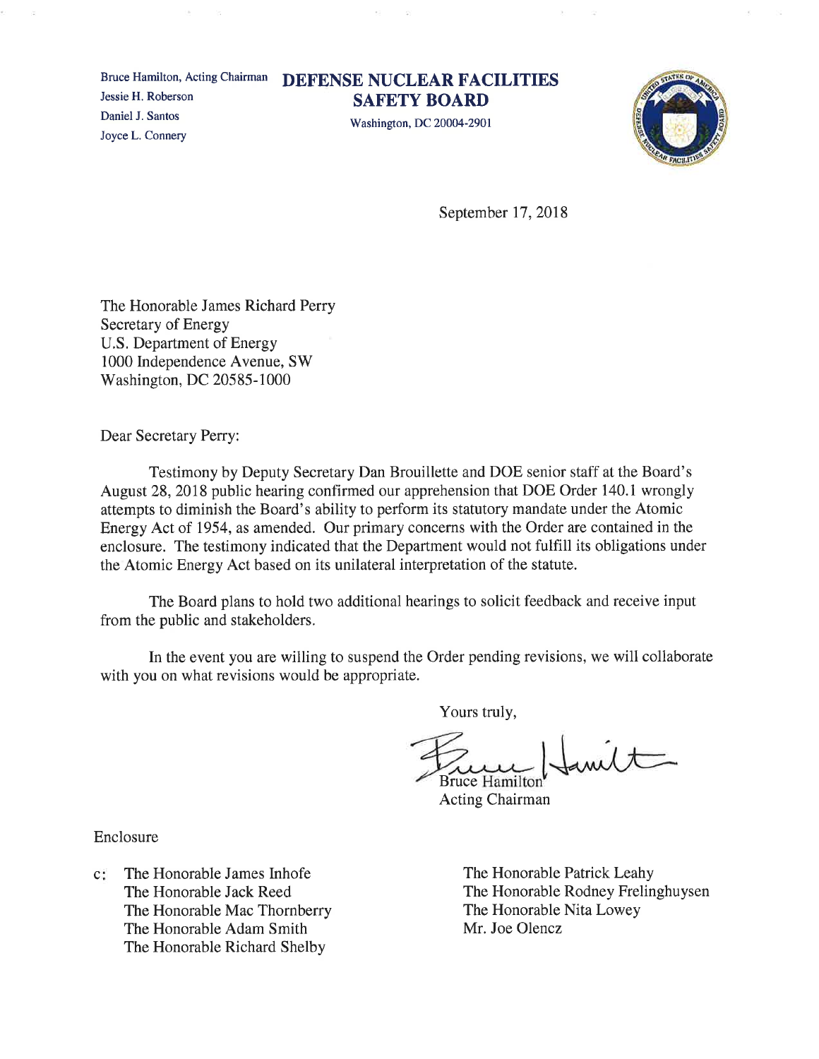Bruce Hamilton, Acting Chairman
Jessie H. Roberson
Daniel J. Santos
Joyce L. Connery

# DEFENSE NUCLEAR FACILITIES SAFETY BOARD

Washington, DC 20004-2901

September 17, 2018

The Honorable James Richard Perry
Secretary of Energy
U.S. Department of Energy
1000 Independence Avenue, SW
Washington, DC 20585-1000

Dear Secretary Perry:

Testimony by Deputy Secretary Dan Brouillette and DOE senior staff at the Board's August 28, 2018 public hearing confirmed our apprehension that DOE Order 140.1 wrongly attempts to diminish the Board's ability to perform its statutory mandate under the Atomic Energy Act of 1954, as amended. Our primary concerns with the Order are contained in the enclosure. The testimony indicated that the Department would not fulfill its obligations under the Atomic Energy Act based on its unilateral interpretation of the statute.

The Board plans to hold two additional hearings to solicit feedback and receive input from the public and stakeholders.

In the event you are willing to suspend the Order pending revisions, we will collaborate with you on what revisions would be appropriate.

Yours truly,

Bruce Hamilton
Acting Chairman

Enclosure

c: The Honorable James Inhofe
The Honorable Jack Reed
The Honorable Mac Thornberry
The Honorable Adam Smith
The Honorable Richard Shelby
The Honorable Patrick Leahy
The Honorable Rodney Frelinghuysen
The Honorable Nita Lowey
Mr. Joe Olencz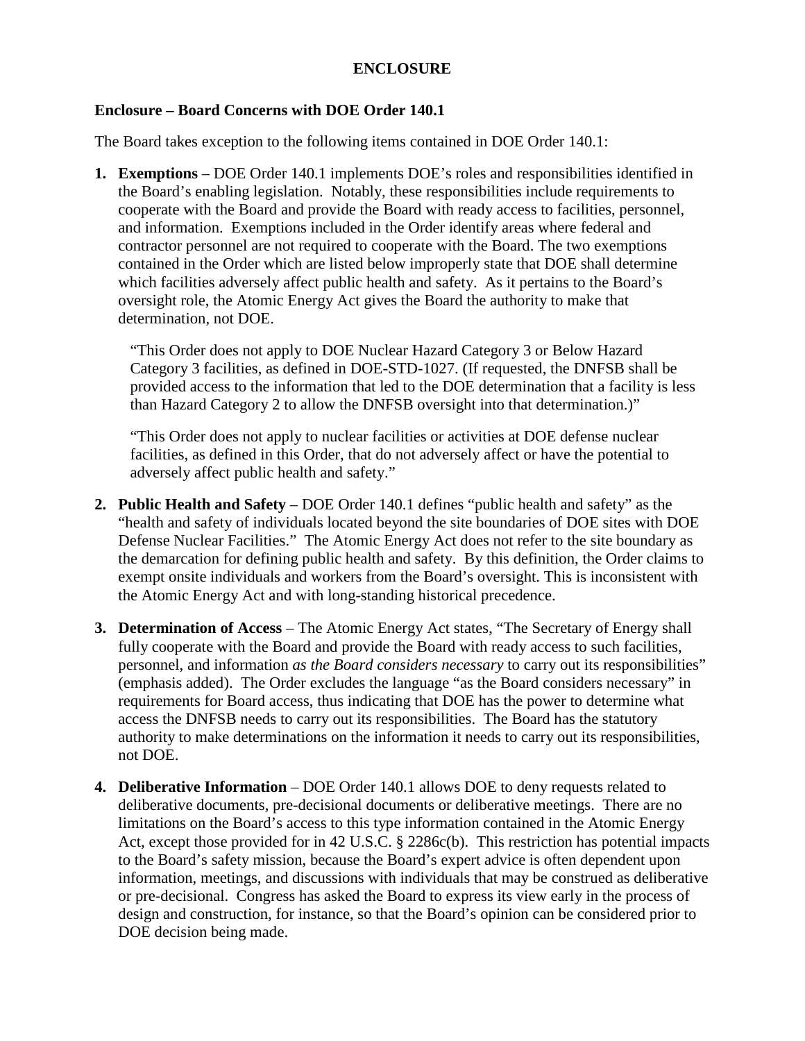# ENCLOSURE

## Enclosure – Board Concerns with DOE Order 140.1

The Board takes exception to the following items contained in DOE Order 140.1:

1. **Exemptions** – DOE Order 140.1 implements DOE's roles and responsibilities identified in the Board's enabling legislation. Notably, these responsibilities include requirements to cooperate with the Board and provide the Board with ready access to facilities, personnel, and information. Exemptions included in the Order identify areas where federal and contractor personnel are not required to cooperate with the Board. The two exemptions contained in the Order which are listed below improperly state that DOE shall determine which facilities adversely affect public health and safety. As it pertains to the Board's oversight role, the Atomic Energy Act gives the Board the authority to make that determination, not DOE.

   > "This Order does not apply to DOE Nuclear Hazard Category 3 or Below Hazard Category 3 facilities, as defined in DOE-STD-1027. (If requested, the DNFSB shall be provided access to the information that led to the DOE determination that a facility is less than Hazard Category 2 to allow the DNFSB oversight into that determination.)"

   > "This Order does not apply to nuclear facilities or activities at DOE defense nuclear facilities, as defined in this Order, that do not adversely affect or have the potential to adversely affect public health and safety."

2. **Public Health and Safety** – DOE Order 140.1 defines "public health and safety" as the "health and safety of individuals located beyond the site boundaries of DOE sites with DOE Defense Nuclear Facilities." The Atomic Energy Act does not refer to the site boundary as the demarcation for defining public health and safety. By this definition, the Order claims to exempt onsite individuals and workers from the Board's oversight. This is inconsistent with the Atomic Energy Act and with long-standing historical precedence.

3. **Determination of Access** – The Atomic Energy Act states, "The Secretary of Energy shall fully cooperate with the Board and provide the Board with ready access to such facilities, personnel, and information *as the Board considers necessary* to carry out its responsibilities" (emphasis added). The Order excludes the language "as the Board considers necessary" in requirements for Board access, thus indicating that DOE has the power to determine what access the DNFSB needs to carry out its responsibilities. The Board has the statutory authority to make determinations on the information it needs to carry out its responsibilities, not DOE.

4. **Deliberative Information** – DOE Order 140.1 allows DOE to deny requests related to deliberative documents, pre-decisional documents or deliberative meetings. There are no limitations on the Board's access to this type information contained in the Atomic Energy Act, except those provided for in 42 U.S.C. § 2286c(b). This restriction has potential impacts to the Board's safety mission, because the Board's expert advice is often dependent upon information, meetings, and discussions with individuals that may be construed as deliberative or pre-decisional. Congress has asked the Board to express its view early in the process of design and construction, for instance, so that the Board's opinion can be considered prior to DOE decision being made.